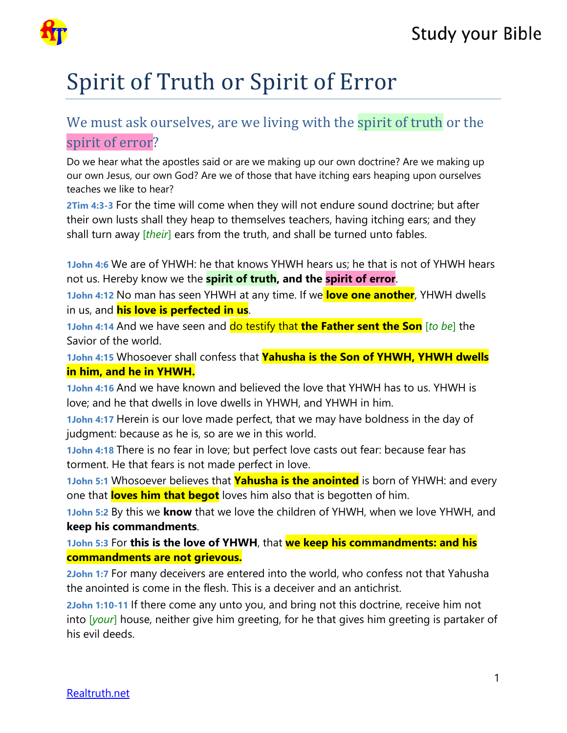# Spirit of Truth or Spirit of Error

## We must ask ourselves, are we living with the spirit of truth or the spirit of error?

Do we hear what the apostles said or are we making up our own doctrine? Are we making up our own Jesus, our own God? Are we of those that have itching ears heaping upon ourselves teaches we like to hear?

**2Tim 4:3-3** For the time will come when they will not endure sound doctrine; but after their own lusts shall they heap to themselves teachers, having itching ears; and they shall turn away [*their*] ears from the truth, and shall be turned unto fables.

**1John 4:6** We are of YHWH: he that knows YHWH hears us; he that is not of YHWH hears not us. Hereby know we the **spirit of truth, and the spirit of error**.

**1John 4:12** No man has seen YHWH at any time. If we **love one another**, YHWH dwells in us, and **his love is perfected in us**.

**1John 4:14** And we have seen and do testify that **the Father sent the Son** [*to be*] the Savior of the world.

**1John 4:15** Whosoever shall confess that **Yahusha is the Son of YHWH, YHWH dwells in him, and he in YHWH.**

**1John 4:16** And we have known and believed the love that YHWH has to us. YHWH is love; and he that dwells in love dwells in YHWH, and YHWH in him.

**1John 4:17** Herein is our love made perfect, that we may have boldness in the day of judgment: because as he is, so are we in this world.

**1John 4:18** There is no fear in love; but perfect love casts out fear: because fear has torment. He that fears is not made perfect in love.

**1John 5:1** Whosoever believes that **Yahusha is the anointed** is born of YHWH: and every one that **loves him that begot** loves him also that is begotten of him.

**1John 5:2** By this we **know** that we love the children of YHWH, when we love YHWH, and **keep his commandments**.

**1John 5:3** For **this is the love of YHWH**, that **we keep his commandments: and his commandments are not grievous.**

**2John 1:7** For many deceivers are entered into the world, who confess not that Yahusha the anointed is come in the flesh. This is a deceiver and an antichrist.

**2John 1:10-11** If there come any unto you, and bring not this doctrine, receive him not into [*your*] house, neither give him greeting, for he that gives him greeting is partaker of his evil deeds.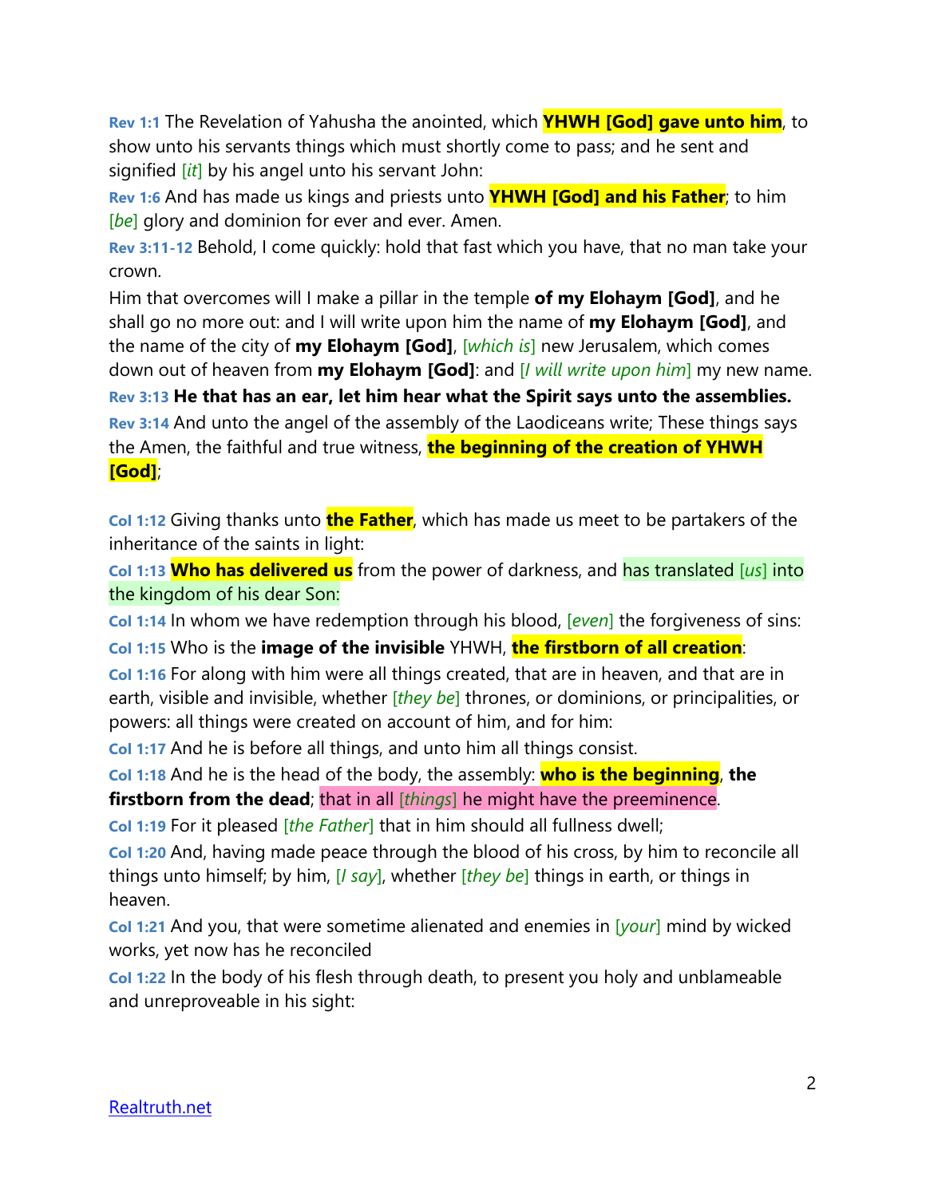**Rev 1:1** The Revelation of Yahusha the anointed, which **YHWH [God] gave unto him**, to show unto his servants things which must shortly come to pass; and he sent and signified [*it*] by his angel unto his servant John:

**Rev 1:6** And has made us kings and priests unto **YHWH [God] and his Father**; to him [*be*] glory and dominion for ever and ever. Amen.

**Rev 3:11-12** Behold, I come quickly: hold that fast which you have, that no man take your crown.

Him that overcomes will I make a pillar in the temple **of my Elohaym [God]**, and he shall go no more out: and I will write upon him the name of **my Elohaym [God]**, and the name of the city of **my Elohaym [God]**, [*which is*] new Jerusalem, which comes down out of heaven from **my Elohaym [God]**: and [*I will write upon him*] my new name.

**Rev 3:13** **He that has an ear, let him hear what the Spirit says unto the assemblies.**

**Rev 3:14** And unto the angel of the assembly of the Laodiceans write; These things says the Amen, the faithful and true witness, **the beginning of the creation of YHWH [God]**;

**Col 1:12** Giving thanks unto **the Father**, which has made us meet to be partakers of the inheritance of the saints in light:

**Col 1:13** **Who has delivered us** from the power of darkness, and has translated [*us*] into the kingdom of his dear Son:

**Col 1:14** In whom we have redemption through his blood, [*even*] the forgiveness of sins:

**Col 1:15** Who is the **image of the invisible** YHWH, **the firstborn of all creation**:

**Col 1:16** For along with him were all things created, that are in heaven, and that are in earth, visible and invisible, whether [*they be*] thrones, or dominions, or principalities, or powers: all things were created on account of him, and for him:

**Col 1:17** And he is before all things, and unto him all things consist.

**Col 1:18** And he is the head of the body, the assembly: **who is the beginning**, **the firstborn from the dead**; that in all [*things*] he might have the preeminence.

**Col 1:19** For it pleased [*the Father*] that in him should all fullness dwell;

**Col 1:20** And, having made peace through the blood of his cross, by him to reconcile all things unto himself; by him, [*I say*], whether [*they be*] things in earth, or things in heaven.

**Col 1:21** And you, that were sometime alienated and enemies in [*your*] mind by wicked works, yet now has he reconciled

**Col 1:22** In the body of his flesh through death, to present you holy and unblameable and unreproveable in his sight:

Realtruth.net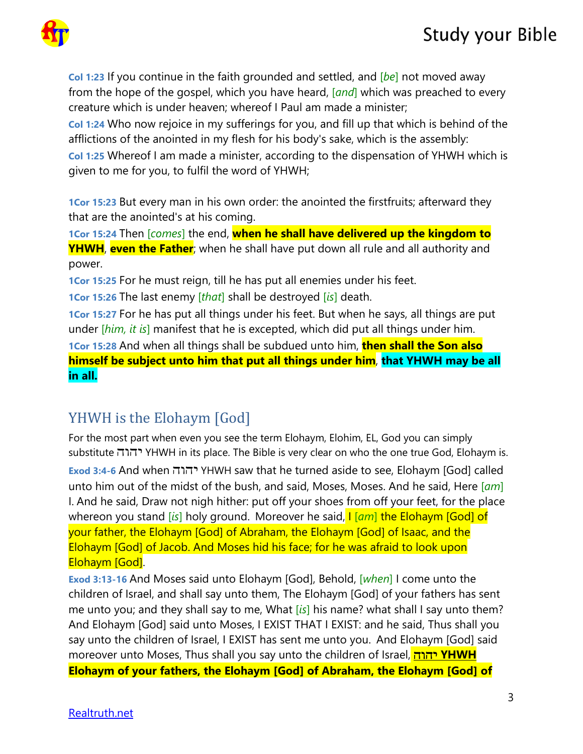**Col 1:23** If you continue in the faith grounded and settled, and [*be*] not moved away from the hope of the gospel, which you have heard, [*and*] which was preached to every creature which is under heaven; whereof I Paul am made a minister;

**Col 1:24** Who now rejoice in my sufferings for you, and fill up that which is behind of the afflictions of the anointed in my flesh for his body's sake, which is the assembly:

**Col 1:25** Whereof I am made a minister, according to the dispensation of YHWH which is given to me for you, to fulfil the word of YHWH;

**1Cor 15:23** But every man in his own order: the anointed the firstfruits; afterward they that are the anointed's at his coming.

**1Cor 15:24** Then [*comes*] the end, **when he shall have delivered up the kingdom to YHWH**, **even the Father**; when he shall have put down all rule and all authority and power.

**1Cor 15:25** For he must reign, till he has put all enemies under his feet.

**1Cor 15:26** The last enemy [*that*] shall be destroyed [*is*] death.

**1Cor 15:27** For he has put all things under his feet. But when he says, all things are put under [*him, it is*] manifest that he is excepted, which did put all things under him.

**1Cor 15:28** And when all things shall be subdued unto him, **then shall the Son also himself be subject unto him that put all things under him**, **that YHWH may be all in all.**

## YHWH is the Elohaym [God]

For the most part when even you see the term Elohaym, Elohim, EL, God you can simply substitute יהוה YHWH in its place. The Bible is very clear on who the one true God, Elohaym is.

**Exod 3:4-6** And when יהוה YHWH saw that he turned aside to see, Elohaym [God] called unto him out of the midst of the bush, and said, Moses, Moses. And he said, Here [*am*] I. And he said, Draw not nigh hither: put off your shoes from off your feet, for the place whereon you stand [*is*] holy ground. Moreover he said, I [*am*] the Elohaym [God] of your father, the Elohaym [God] of Abraham, the Elohaym [God] of Isaac, and the Elohaym [God] of Jacob. And Moses hid his face; for he was afraid to look upon Elohaym [God].

**Exod 3:13-16** And Moses said unto Elohaym [God], Behold, [*when*] I come unto the children of Israel, and shall say unto them, The Elohaym [God] of your fathers has sent me unto you; and they shall say to me, What [*is*] his name? what shall I say unto them? And Elohaym [God] said unto Moses, I EXIST THAT I EXIST: and he said, Thus shall you say unto the children of Israel, I EXIST has sent me unto you. And Elohaym [God] said moreover unto Moses, Thus shall you say unto the children of Israel, **יהוה YHWH Elohaym of your fathers, the Elohaym [God] of Abraham, the Elohaym [God] of**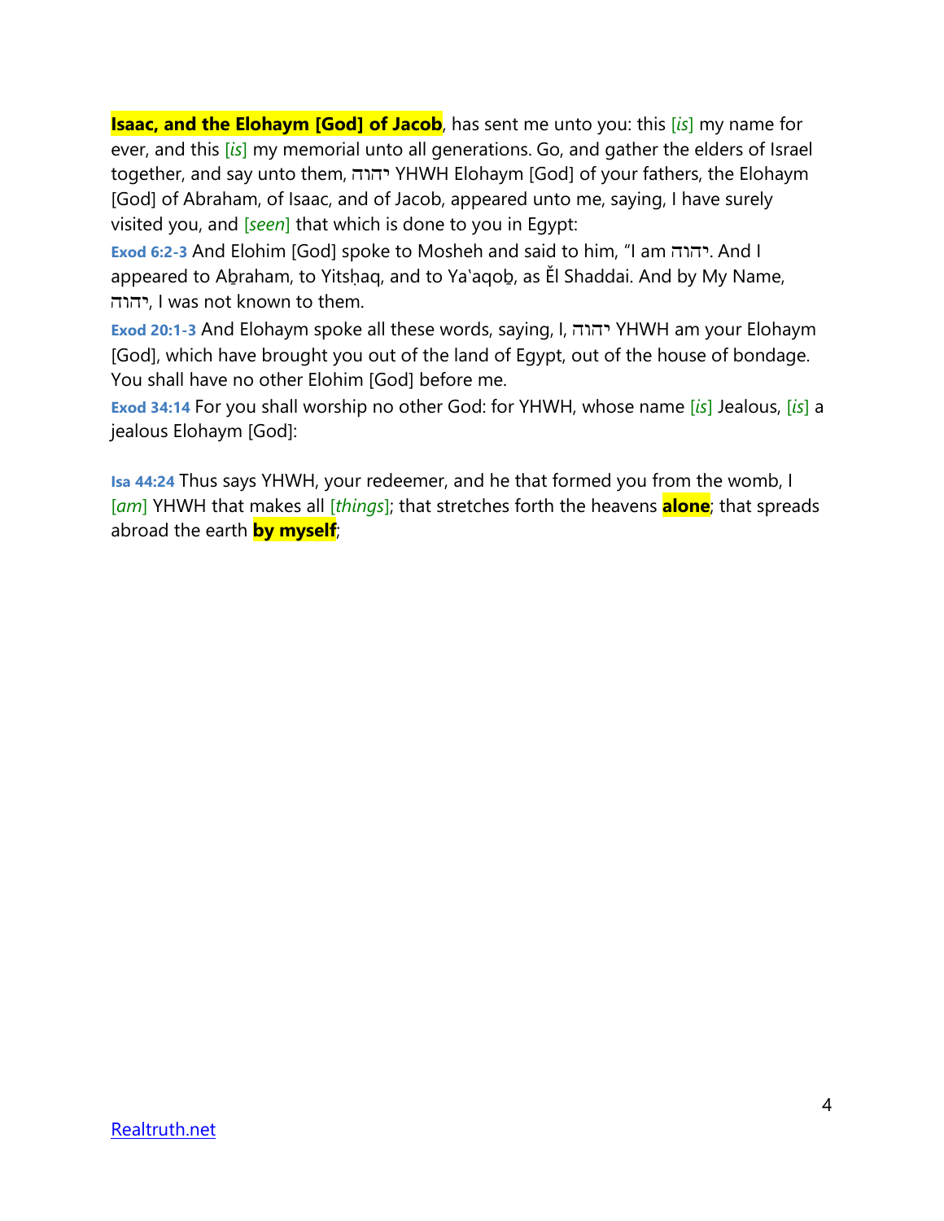**Isaac, and the Elohaym [God] of Jacob**, has sent me unto you: this *[is]* my name for ever, and this *[is]* my memorial unto all generations. Go, and gather the elders of Israel together, and say unto them, יהוה YHWH Elohaym [God] of your fathers, the Elohaym [God] of Abraham, of Isaac, and of Jacob, appeared unto me, saying, I have surely visited you, and *[seen]* that which is done to you in Egypt:

**Exod 6:2-3** And Elohim [God] spoke to Mosheh and said to him, "I am יהוה. And I appeared to Aḇraham, to Yitsḥaq, and to Yaʽaqoḇ, as Ěl Shaddai. And by My Name, יהוה, I was not known to them.

**Exod 20:1-3** And Elohaym spoke all these words, saying, I, יהוה YHWH am your Elohaym [God], which have brought you out of the land of Egypt, out of the house of bondage. You shall have no other Elohim [God] before me.

**Exod 34:14** For you shall worship no other God: for YHWH, whose name *[is]* Jealous, *[is]* a jealous Elohaym [God]:

**Isa 44:24** Thus says YHWH, your redeemer, and he that formed you from the womb, I *[am]* YHWH that makes all *[things]*; that stretches forth the heavens **alone**; that spreads abroad the earth **by myself**;

Realtruth.net